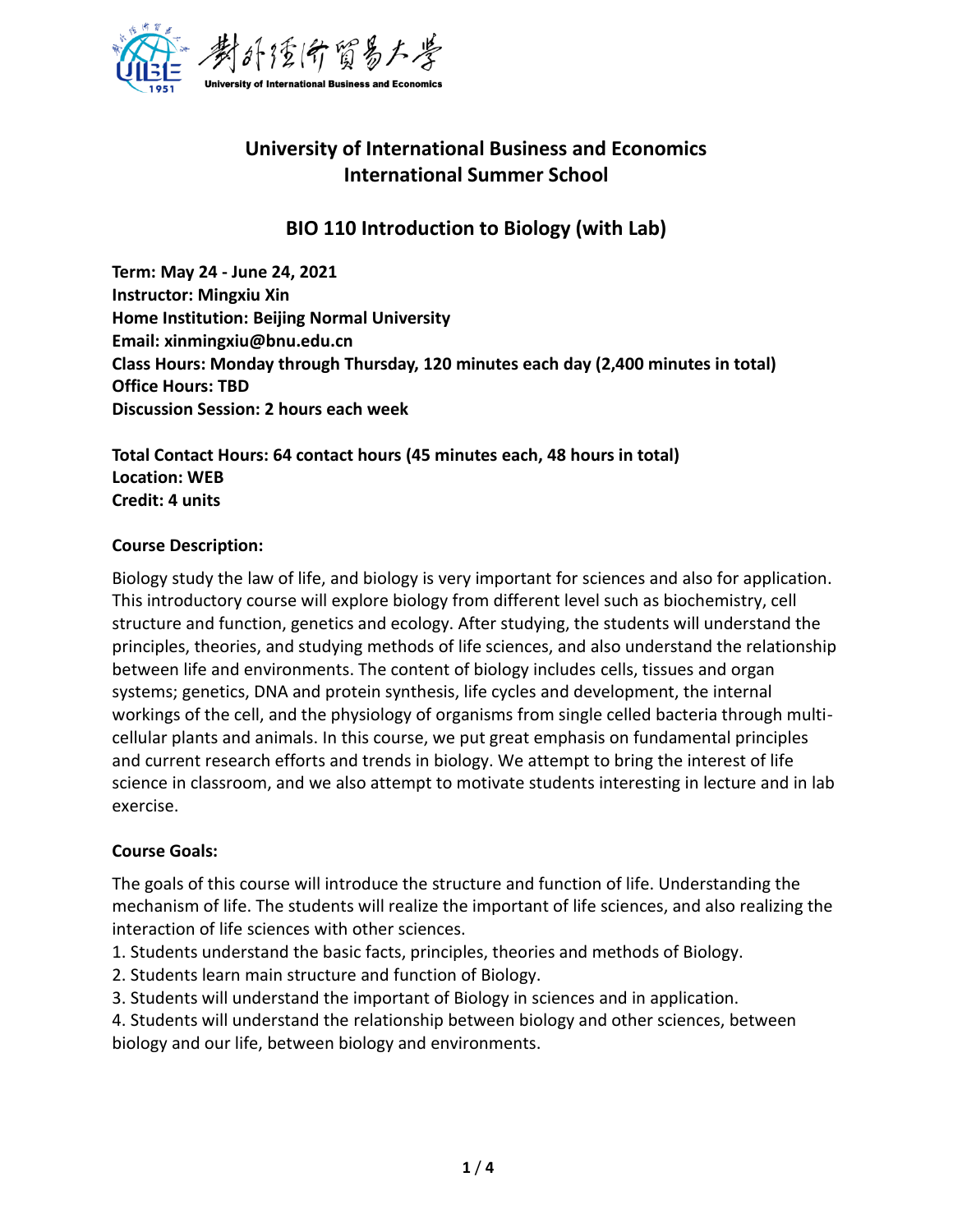# University of International Business and Economics
# International Summer School

## BIO 110 Introduction to Biology (with Lab)

**Term: May 24 - June 24, 2021**
**Instructor: Mingxiu Xin**
**Home Institution: Beijing Normal University**
**Email: xinmingxiu@bnu.edu.cn**
**Class Hours: Monday through Thursday, 120 minutes each day (2,400 minutes in total)**
**Office Hours: TBD**
**Discussion Session: 2 hours each week**

**Total Contact Hours: 64 contact hours (45 minutes each, 48 hours in total)**
**Location: WEB**
**Credit: 4 units**

### Course Description:

Biology study the law of life, and biology is very important for sciences and also for application. This introductory course will explore biology from different level such as biochemistry, cell structure and function, genetics and ecology. After studying, the students will understand the principles, theories, and studying methods of life sciences, and also understand the relationship between life and environments. The content of biology includes cells, tissues and organ systems; genetics, DNA and protein synthesis, life cycles and development, the internal workings of the cell, and the physiology of organisms from single celled bacteria through multi-cellular plants and animals. In this course, we put great emphasis on fundamental principles and current research efforts and trends in biology. We attempt to bring the interest of life science in classroom, and we also attempt to motivate students interesting in lecture and in lab exercise.

### Course Goals:

The goals of this course will introduce the structure and function of life. Understanding the mechanism of life. The students will realize the important of life sciences, and also realizing the interaction of life sciences with other sciences.

1. Students understand the basic facts, principles, theories and methods of Biology.
2. Students learn main structure and function of Biology.
3. Students will understand the important of Biology in sciences and in application.
4. Students will understand the relationship between biology and other sciences, between biology and our life, between biology and environments.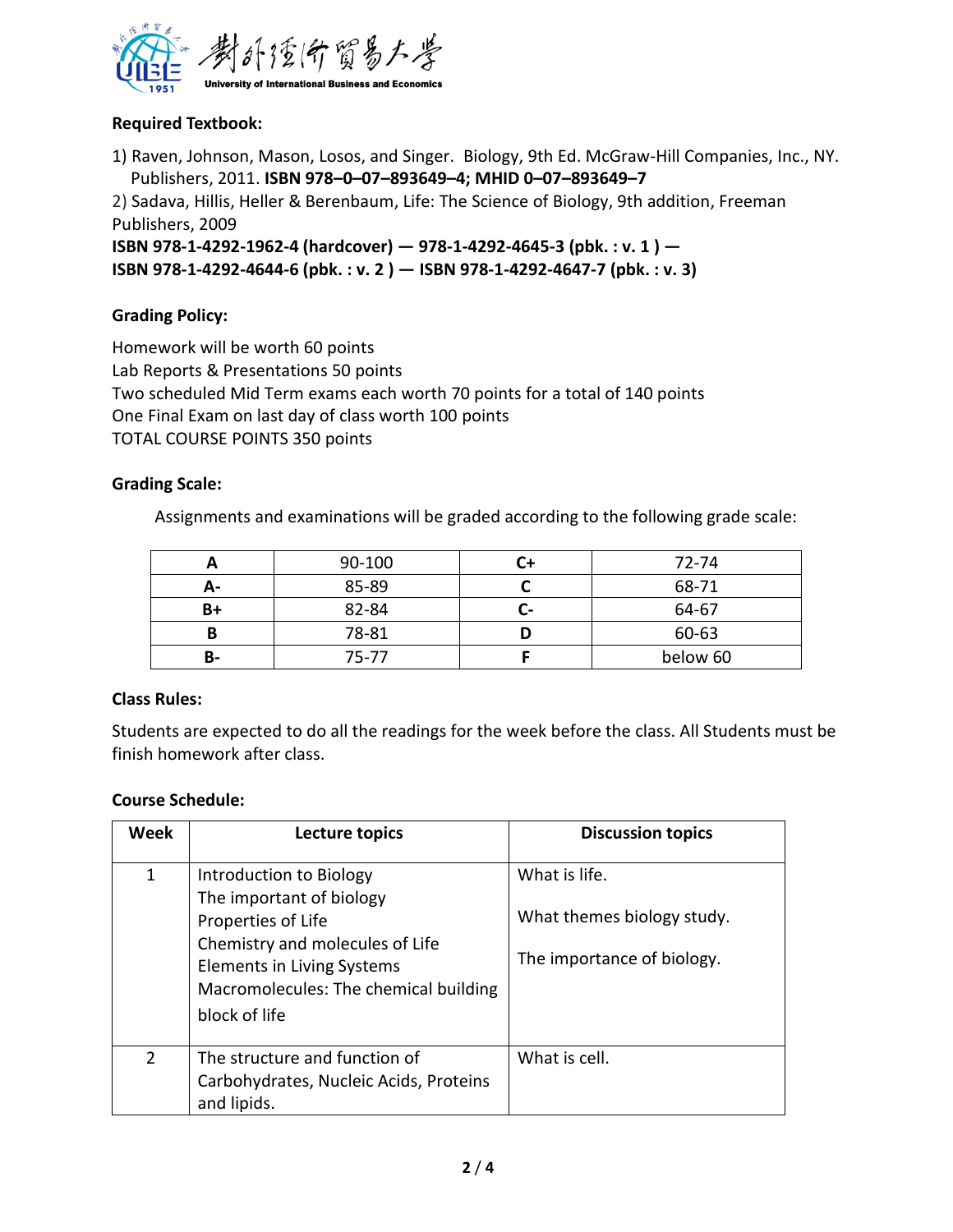**Required Textbook:**

1) Raven, Johnson, Mason, Losos, and Singer. Biology, 9th Ed. McGraw-Hill Companies, Inc., NY. Publishers, 2011. **ISBN 978–0–07–893649–4; MHID 0–07–893649–7**

2) Sadava, Hillis, Heller & Berenbaum, Life: The Science of Biology, 9th addition, Freeman Publishers, 2009

**ISBN 978-1-4292-1962-4 (hardcover) — 978-1-4292-4645-3 (pbk. : v. 1 ) — ISBN 978-1-4292-4644-6 (pbk. : v. 2 ) — ISBN 978-1-4292-4647-7 (pbk. : v. 3)**

**Grading Policy:**

Homework will be worth 60 points
Lab Reports & Presentations 50 points
Two scheduled Mid Term exams each worth 70 points for a total of 140 points
One Final Exam on last day of class worth 100 points
TOTAL COURSE POINTS 350 points

**Grading Scale:**

Assignments and examinations will be graded according to the following grade scale:

| **A** | 90-100 | **C+** | 72-74 |
|---|---|---|---|
| **A-** | 85-89 | **C** | 68-71 |
| **B+** | 82-84 | **C-** | 64-67 |
| **B** | 78-81 | **D** | 60-63 |
| **B-** | 75-77 | **F** | below 60 |

**Class Rules:**

Students are expected to do all the readings for the week before the class. All Students must be finish homework after class.

**Course Schedule:**

| Week | Lecture topics | Discussion topics |
|---|---|---|
| 1 | Introduction to Biology<br>The important of biology<br>Properties of Life<br>Chemistry and molecules of Life<br>Elements in Living Systems<br>Macromolecules: The chemical building block of life | What is life.<br><br>What themes biology study.<br><br>The importance of biology. |
| 2 | The structure and function of Carbohydrates, Nucleic Acids, Proteins and lipids. | What is cell. |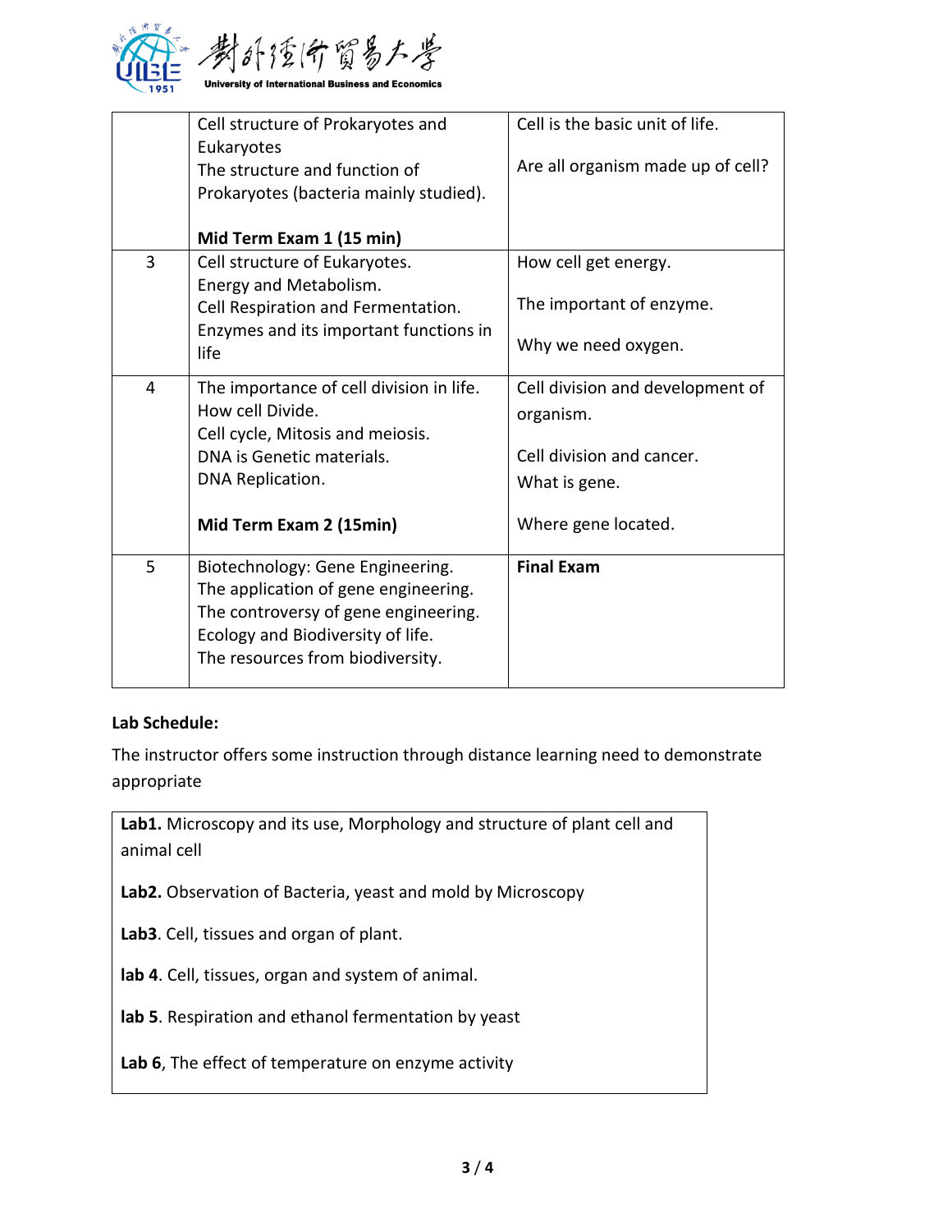| | | |
|---|---|---|
| | Cell structure of Prokaryotes and Eukaryotes<br>The structure and function of Prokaryotes (bacteria mainly studied).<br><br>**Mid Term Exam 1 (15 min)** | Cell is the basic unit of life.<br><br>Are all organism made up of cell? |
| 3 | Cell structure of Eukaryotes.<br>Energy and Metabolism.<br>Cell Respiration and Fermentation.<br>Enzymes and its important functions in life | How cell get energy.<br><br>The important of enzyme.<br><br>Why we need oxygen. |
| 4 | The importance of cell division in life.<br>How cell Divide.<br>Cell cycle, Mitosis and meiosis.<br>DNA is Genetic materials.<br>DNA Replication.<br><br>**Mid Term Exam 2 (15min)** | Cell division and development of organism.<br><br>Cell division and cancer.<br>What is gene.<br><br>Where gene located. |
| 5 | Biotechnology: Gene Engineering.<br>The application of gene engineering.<br>The controversy of gene engineering.<br>Ecology and Biodiversity of life.<br>The resources from biodiversity. | **Final Exam** |

**Lab Schedule:**

The instructor offers some instruction through distance learning need to demonstrate appropriate

| |
|---|
| **Lab1.** Microscopy and its use, Morphology and structure of plant cell and animal cell<br><br>**Lab2.** Observation of Bacteria, yeast and mold by Microscopy<br><br>**Lab3**. Cell, tissues and organ of plant.<br><br>**lab 4**. Cell, tissues, organ and system of animal.<br><br>**lab 5**. Respiration and ethanol fermentation by yeast<br><br>**Lab 6**, The effect of temperature on enzyme activity |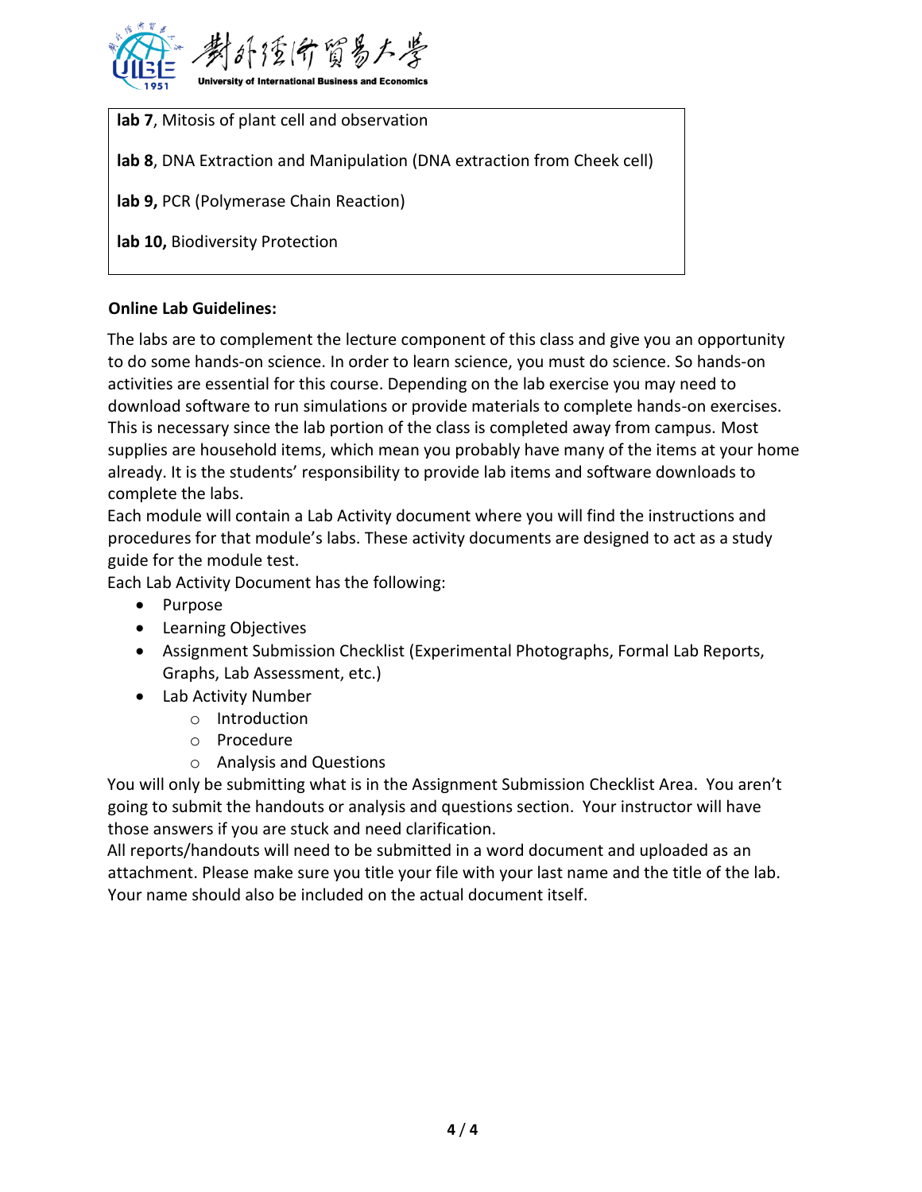**lab 7**, Mitosis of plant cell and observation

**lab 8**, DNA Extraction and Manipulation (DNA extraction from Cheek cell)

**lab 9,** PCR (Polymerase Chain Reaction)

**lab 10,** Biodiversity Protection

**Online Lab Guidelines:**

The labs are to complement the lecture component of this class and give you an opportunity to do some hands-on science. In order to learn science, you must do science. So hands-on activities are essential for this course. Depending on the lab exercise you may need to download software to run simulations or provide materials to complete hands-on exercises. This is necessary since the lab portion of the class is completed away from campus. Most supplies are household items, which mean you probably have many of the items at your home already. It is the students' responsibility to provide lab items and software downloads to complete the labs.

Each module will contain a Lab Activity document where you will find the instructions and procedures for that module's labs. These activity documents are designed to act as a study guide for the module test.

Each Lab Activity Document has the following:

- Purpose
- Learning Objectives
- Assignment Submission Checklist (Experimental Photographs, Formal Lab Reports, Graphs, Lab Assessment, etc.)
- Lab Activity Number
  - Introduction
  - Procedure
  - Analysis and Questions

You will only be submitting what is in the Assignment Submission Checklist Area. You aren't going to submit the handouts or analysis and questions section. Your instructor will have those answers if you are stuck and need clarification.

All reports/handouts will need to be submitted in a word document and uploaded as an attachment. Please make sure you title your file with your last name and the title of the lab. Your name should also be included on the actual document itself.